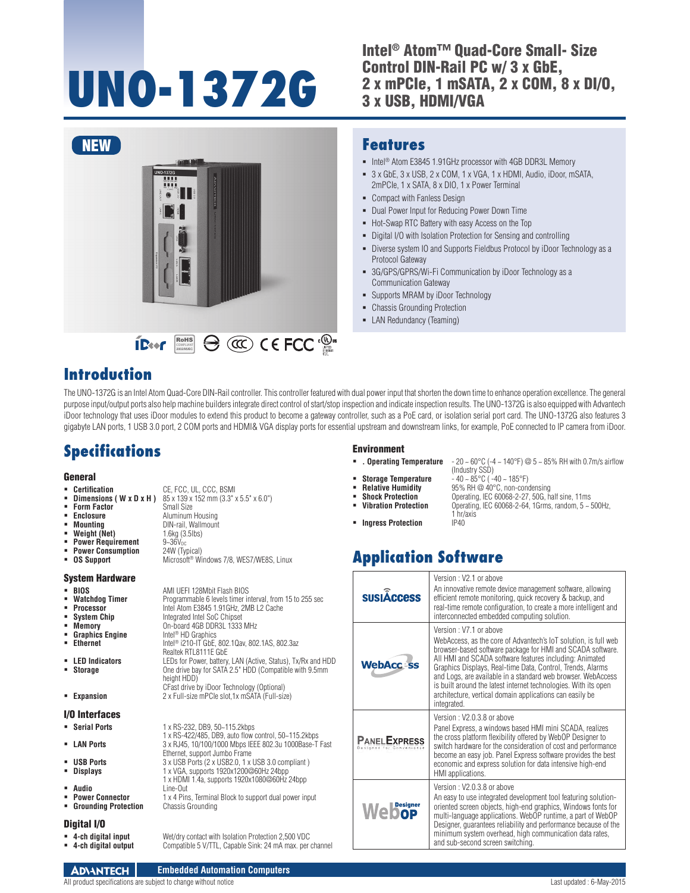# UNO-1372G

## Intel® Atom™ Quad-Core Small- Size Control DIN-Rail PC w/ 3 x GbE, 2 x mPCIe, 1 mSATA, 2 x COM, 8 x DI/O, 3 x USB, HDMI/VGA

NEW

## Features

- Intel® Atom E3845 1.91GHz processor with 4GB DDR3L Memory
- 3 x GbE, 3 x USB, 2 x COM, 1 x VGA, 1 x HDMI, Audio, iDoor, mSATA, 2mPCIe, 1 x SATA, 8 x DIO, 1 x Power Terminal
- Compact with Fanless Design
- Dual Power Input for Reducing Power Down Time
- Hot-Swap RTC Battery with easy Access on the Top
- Digital I/O with Isolation Protection for Sensing and controlling
- Diverse system IO and Supports Fieldbus Protocol by iDoor Technology as a Protocol Gateway
- 3G/GPS/GPRS/Wi-Fi Communication by iDoor Technology as a Communication Gateway
- Supports MRAM by iDoor Technology
- Chassis Grounding Protection
- LAN Redundancy (Teaming)

## Introduction

The UNO-1372G is an Intel Atom Quad-Core DIN-Rail controller. This controller featured with dual power input that shorten the down time to enhance operation excellence. The general purpose input/output ports also help machine builders integrate direct control of start/stop inspection and indicate inspection results. The UNO-1372G is also equipped with Advantech iDoor technology that uses iDoor modules to extend this product to become a gateway controller, such as a PoE card, or isolation serial port card. The UNO-1372G also features 3 gigabyte LAN ports, 1 USB 3.0 port, 2 COM ports and HDMI& VGA display ports for essential upstream and downstream links, for example, PoE connected to IP camera from iDoor.

## Specifications

### General

- **Certification**: CE, FCC, UL, CCC, BSMI
- **Dimensions ( W x D x H )**: 85 x 139 x 152 mm (3.3" x 5.5" x 6.0")
- **Form Factor**: Small Size
- **Enclosure**: Aluminum Housing
- **Mounting**: DIN-rail, Wallmount
- **Weight (Net)**: 1.6kg (3.5lbs)
- **Power Requirement**: 9~36$V_{DC}$
- **Power Consumption**: 24W (Typical)
- **OS Support**: Microsoft® Windows 7/8, WES7/WE8S, Linux

### System Hardware

- **BIOS**: AMI UEFI 128Mbit Flash BIOS
- **Watchdog Timer**: Programmable 6 levels timer interval, from 15 to 255 sec
- **Processor**: Intel Atom E3845 1.91GHz, 2MB L2 Cache
- **System Chip**: Integrated Intel SoC Chipset
- **Memory**: On-board 4GB DDR3L 1333 MHz
- **Graphics Engine**: Intel® HD Graphics
- **Ethernet**: Intel® i210-IT GbE, 802.1Qav, 802.1AS, 802.3az; Realtek RTL8111E GbE
- **LED Indicators**: LEDs for Power, battery, LAN (Active, Status), Tx/Rx and HDD
- **Storage**: One drive bay for SATA 2.5" HDD (Compatible with 9.5mm height HDD); CFast drive by iDoor Technology (Optional)
- **Expansion**: 2 x Full-size mPCIe slot,1x mSATA (Full-size)

### I/O Interfaces

- **Serial Ports**: 1 x RS-232, DB9, 50~115.2kbps; 1 x RS-422/485, DB9, auto flow control, 50~115.2kbps
- **LAN Ports**: 3 x RJ45, 10/100/1000 Mbps IEEE 802.3u 1000Base-T Fast Ethernet, support Jumbo Frame
- **USB Ports**: 3 x USB Ports (2 x USB2.0, 1 x USB 3.0 compliant )
- **Displays**: 1 x VGA, supports 1920x1200@60Hz 24bpp; 1 x HDMI 1.4a, supports 1920x1080@60Hz 24bpp
- **Audio**: Line-Out
- **Power Connector**: 1 x 4 Pins, Terminal Block to support dual power input
- **Grounding Protection**: Chassis Grounding

### Digital I/O

- **4-ch digital input**: Wet/dry contact with Isolation Protection 2,500 VDC
- **4-ch digital output**: Compatible 5 V/TTL, Capable Sink: 24 mA max. per channel

### Environment

- **. Operating Temperature**: - 20 ~ 60°C (-4 ~ 140°F) @ 5 ~ 85% RH with 0.7m/s airflow (Industry SSD)
- **Storage Temperature**: - 40 ~ 85°C ( -40 ~ 185°F)
- **Relative Humidity**: 95% RH @ 40°C, non-condensing
- **Shock Protection**: Operating, IEC 60068-2-27, 50G, half sine, 11ms
- **Vibration Protection**: Operating, IEC 60068-2-64, 1Grms, random, 5 ~ 500Hz, 1 hr/axis
- **Ingress Protection**: IP40

## Application Software

| Software | Description |
|---|---|
| SUSIAccess | Version : V2.1 or above<br>An innovative remote device management software, allowing efficient remote monitoring, quick recovery & backup, and real-time remote configuration, to create a more intelligent and interconnected embedded computing solution. |
| WebAccess | Version : V7.1 or above<br>WebAccess, as the core of Advantech's IoT solution, is full web browser-based software package for HMI and SCADA software. All HMI and SCADA software features including: Animated Graphics Displays, Real-time Data, Control, Trends, Alarms and Logs, are available in a standard web browser. WebAccess is built around the latest internet technologies. With its open architecture, vertical domain applications can easily be integrated. |
| Panel Express | Version : V2.0.3.8 or above<br>Panel Express, a windows based HMI mini SCADA, realizes the cross platform flexibility offered by WebOP Designer to switch hardware for the consideration of cost and performance become an easy job. Panel Express software provides the best economic and express solution for data intensive high-end HMI applications. |
| WebOP Designer | Version : V2.0.3.8 or above<br>An easy to use integrated development tool featuring solution-oriented screen objects, high-end graphics, Windows fonts for multi-language applications. WebOP runtime, a part of WebOP Designer, guarantees reliability and performance because of the minimum system overhead, high communication data rates, and sub-second screen switching. |

ADVANTECH Embedded Automation Computers

All product specifications are subject to change without notice

Last updated : 6-May-2015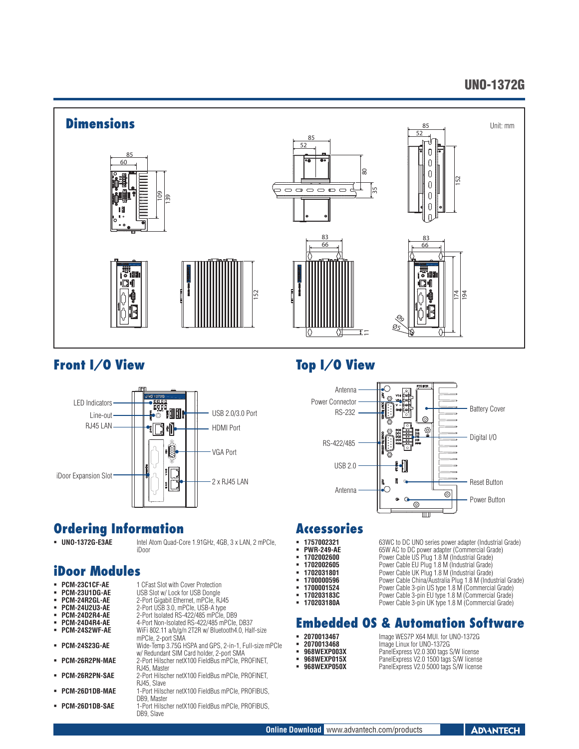# UNO-1372G

## Dimensions

Unit: mm

85
60
109
139

85
52
80
35

85
52
152

152

83
66
11

83
66
174
194
Ø9
Ø5

## Front I/O View

LED Indicators
Line-out
RJ45 LAN
iDoor Expansion Slot
USB 2.0/3.0 Port
HDMI Port
VGA Port
2 x RJ45 LAN

## Top I/O View

Antenna
Power Connector
RS-232
RS-422/485
USB 2.0
Antenna
Battery Cover
Digital I/O
Reset Button
Power Button

## Ordering Information

- **UNO-1372G-E3AE** Intel Atom Quad-Core 1.91GHz, 4GB, 3 x LAN, 2 mPCIe, iDoor

## iDoor Modules

- **PCM-23C1CF-AE** 1 CFast Slot with Cover Protection
- **PCM-23U1DG-AE** USB Slot w/ Lock for USB Dongle
- **PCM-24R2GL-AE** 2-Port Gigabit Ethernet, mPCIe, RJ45
- **PCM-24U2U3-AE** 2-Port USB 3.0, mPCIe, USB-A type
- **PCM-24D2R4-AE** 2-Port Isolated RS-422/485 mPCIe, DB9
- **PCM-24D4R4-AE** 4-Port Non-Isolated RS-422/485 mPCIe, DB37
- **PCM-24S2WF-AE** WiFi 802.11 a/b/g/n 2T2R w/ Bluetooth4.0, Half-size mPCIe, 2-port SMA
- **PCM-24S23G-AE** Wide-Temp 3.75G HSPA and GPS, 2-in-1, Full-size mPCIe w/ Redundant SIM Card holder, 2-port SMA
- **PCM-26R2PN-MAE** 2-Port Hilscher netX100 FieldBus mPCIe, PROFINET, RJ45, Master
- **PCM-26R2PN-SAE** 2-Port Hilscher netX100 FieldBus mPCIe, PROFINET, RJ45, Slave
- **PCM-26D1DB-MAE** 1-Port Hilscher netX100 FieldBus mPCIe, PROFIBUS, DB9, Master
- **PCM-26D1DB-SAE** 1-Port Hilscher netX100 FieldBus mPCIe, PROFIBUS, DB9, Slave

## Accessories

- **1757002321** 63WC to DC UNO series power adapter (Industrial Grade)
- **PWR-249-AE** 65W AC to DC power adapter (Commercial Grade)
- **1702002600** Power Cable US Plug 1.8 M (Industrial Grade)
- **1702002605** Power Cable EU Plug 1.8 M (Industrial Grade)
- **1702031801** Power Cable UK Plug 1.8 M (Industrial Grade)
- **1700000596** Power Cable China/Australia Plug 1.8 M (Industrial Grade)
- **1700001524** Power Cable 3-pin US type 1.8 M (Commercial Grade)
- **170203183C** Power Cable 3-pin EU type 1.8 M (Commercial Grade)
- **170203180A** Power Cable 3-pin UK type 1.8 M (Commercial Grade)

## Embedded OS & Automation Software

- **2070013467** Image WES7P X64 MUI. for UNO-1372G
- **2070013468** Image Linux for UNO-1372G
- **968WEXP003X** PanelExpress V2.0 300 tags S/W license
- **968WEXP015X** PanelExpress V2.0 1500 tags S/W license
- **968WEXP050X** PanelExpress V2.0 5000 tags S/W license

**Online Download** www.advantech.com/products